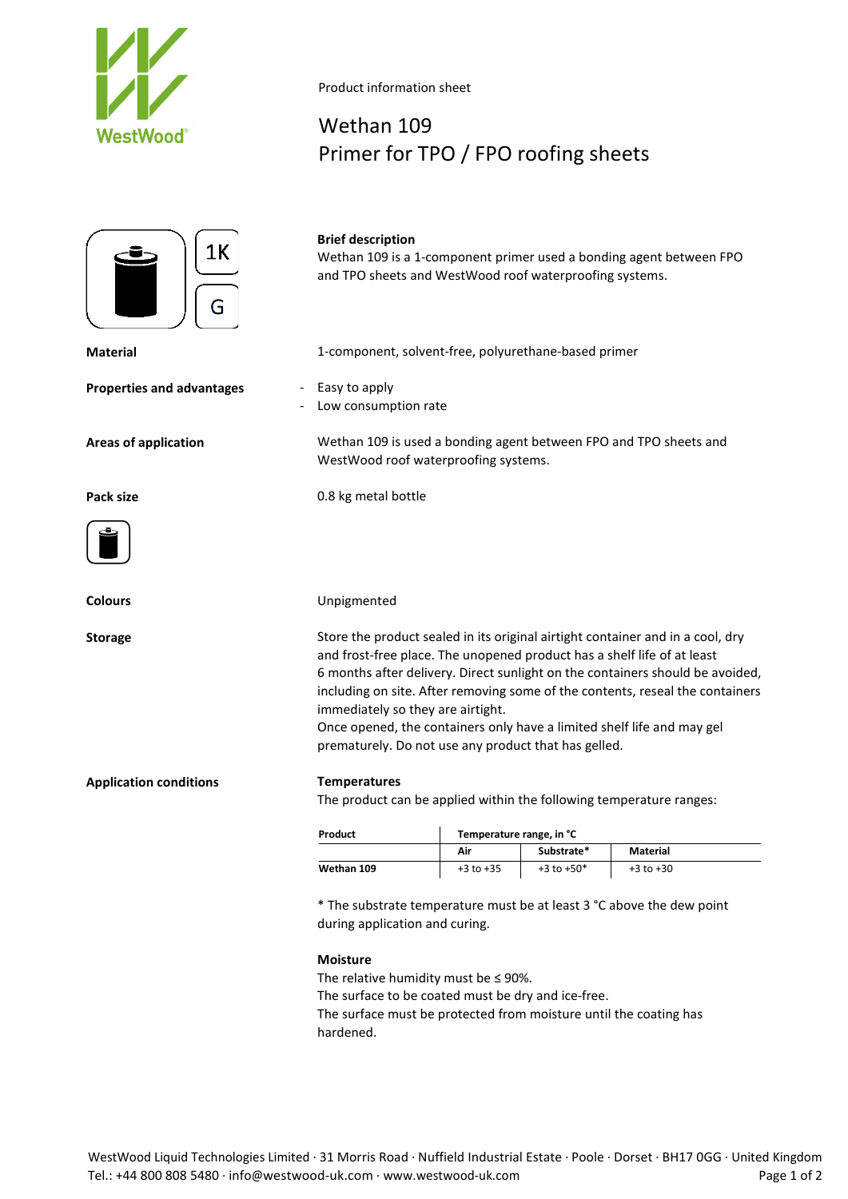WestWood

Product information sheet

# Wethan 109
# Primer for TPO / FPO roofing sheets

1K

G

**Brief description**

Wethan 109 is a 1-component primer used a bonding agent between FPO and TPO sheets and WestWood roof waterproofing systems.

**Material**

1-component, solvent-free, polyurethane-based primer

**Properties and advantages**

- Easy to apply
- Low consumption rate

**Areas of application**

Wethan 109 is used a bonding agent between FPO and TPO sheets and WestWood roof waterproofing systems.

**Pack size**

0.8 kg metal bottle

**Colours**

Unpigmented

**Storage**

Store the product sealed in its original airtight container and in a cool, dry and frost-free place. The unopened product has a shelf life of at least 6 months after delivery. Direct sunlight on the containers should be avoided, including on site. After removing some of the contents, reseal the containers immediately so they are airtight.
Once opened, the containers only have a limited shelf life and may gel prematurely. Do not use any product that has gelled.

**Application conditions**

**Temperatures**

The product can be applied within the following temperature ranges:

| **Product** | **Temperature range, in °C** | | |
|---|---|---|---|
| | **Air** | **Substrate*** | **Material** |
| **Wethan 109** | +3 to +35 | +3 to +50* | +3 to +30 |

* The substrate temperature must be at least 3 °C above the dew point during application and curing.

**Moisture**

The relative humidity must be ≤ 90%.
The surface to be coated must be dry and ice-free.
The surface must be protected from moisture until the coating has hardened.

WestWood Liquid Technologies Limited · 31 Morris Road · Nuffield Industrial Estate · Poole · Dorset · BH17 0GG · United Kingdom
Tel.: +44 800 808 5480 · info@westwood-uk.com · www.westwood-uk.com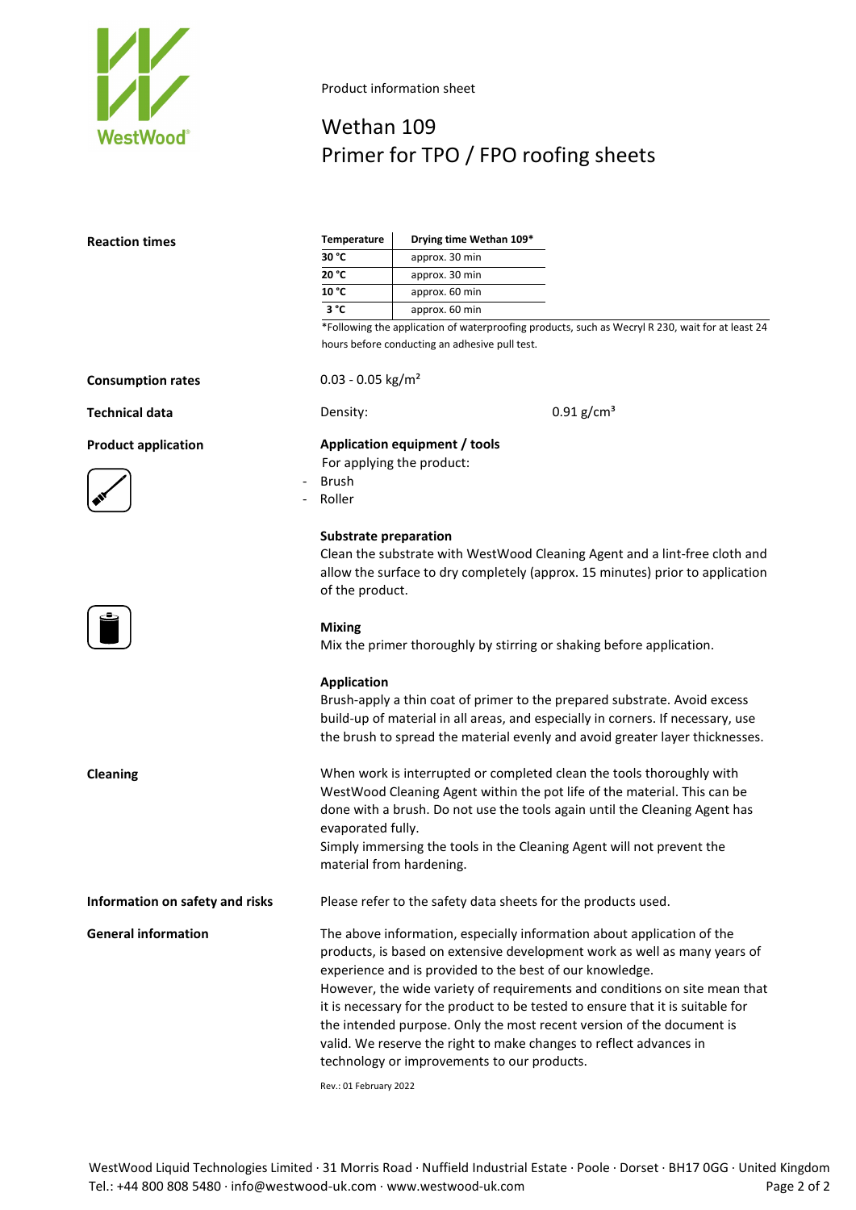Product information sheet

# Wethan 109
## Primer for TPO / FPO roofing sheets

**Reaction times**

| Temperature | Drying time Wethan 109* |
|---|---|
| 30 °C | approx. 30 min |
| 20 °C | approx. 30 min |
| 10 °C | approx. 60 min |
| 3 °C | approx. 60 min |

*Following the application of waterproofing products, such as Wecryl R 230, wait for at least 24 hours before conducting an adhesive pull test.

**Consumption rates**

0.03 - 0.05 kg/m²

**Technical data**

Density: 0.91 g/cm³

**Product application**

**Application equipment / tools**

For applying the product:

- Brush
- Roller

**Substrate preparation**

Clean the substrate with WestWood Cleaning Agent and a lint-free cloth and allow the surface to dry completely (approx. 15 minutes) prior to application of the product.

**Mixing**

Mix the primer thoroughly by stirring or shaking before application.

**Application**

Brush-apply a thin coat of primer to the prepared substrate. Avoid excess build-up of material in all areas, and especially in corners. If necessary, use the brush to spread the material evenly and avoid greater layer thicknesses.

**Cleaning**

When work is interrupted or completed clean the tools thoroughly with WestWood Cleaning Agent within the pot life of the material. This can be done with a brush. Do not use the tools again until the Cleaning Agent has evaporated fully.
Simply immersing the tools in the Cleaning Agent will not prevent the material from hardening.

**Information on safety and risks**

Please refer to the safety data sheets for the products used.

**General information**

The above information, especially information about application of the products, is based on extensive development work as well as many years of experience and is provided to the best of our knowledge.
However, the wide variety of requirements and conditions on site mean that it is necessary for the product to be tested to ensure that it is suitable for the intended purpose. Only the most recent version of the document is valid. We reserve the right to make changes to reflect advances in technology or improvements to our products.

Rev.: 01 February 2022

WestWood Liquid Technologies Limited · 31 Morris Road · Nuffield Industrial Estate · Poole · Dorset · BH17 0GG · United Kingdom
Tel.: +44 800 808 5480 · info@westwood-uk.com · www.westwood-uk.com